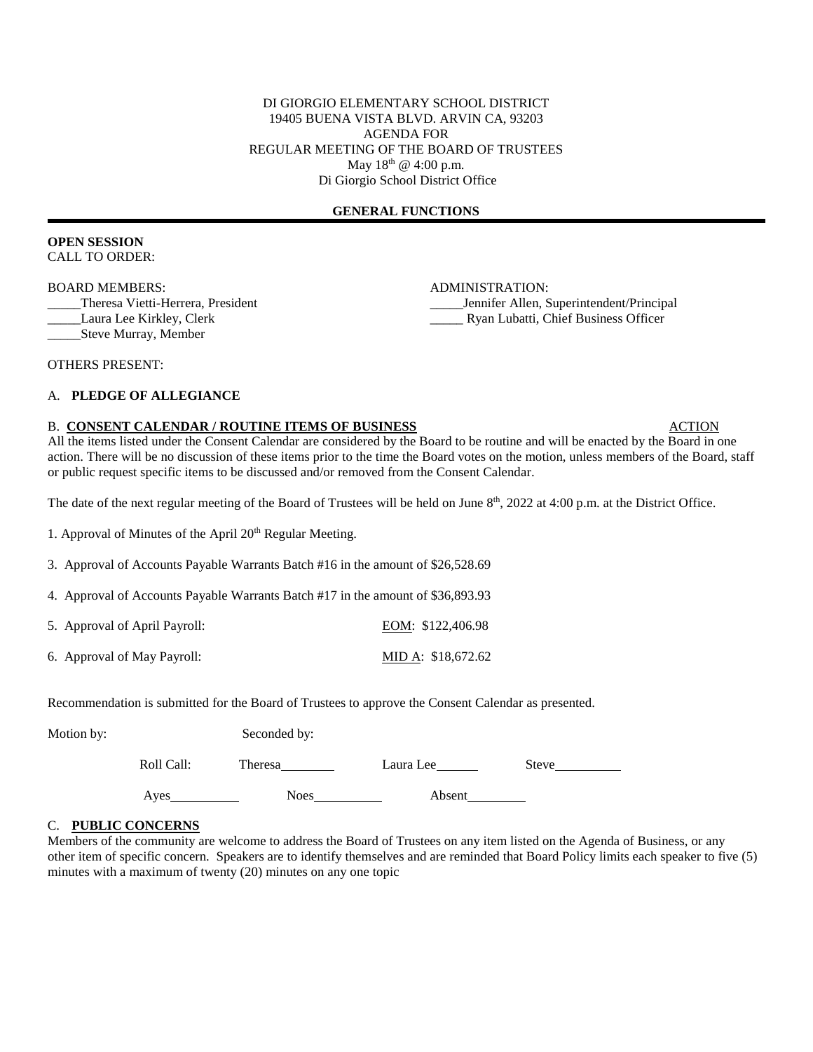DI GIORGIO ELEMENTARY SCHOOL DISTRICT
19405 BUENA VISTA BLVD. ARVIN CA, 93203
AGENDA FOR
REGULAR MEETING OF THE BOARD OF TRUSTEES
May 18th @ 4:00 p.m.
Di Giorgio School District Office

## GENERAL FUNCTIONS

**OPEN SESSION**
CALL TO ORDER:

BOARD MEMBERS:
_____Theresa Vietti-Herrera, President
_____Laura Lee Kirkley, Clerk
_____Steve Murray, Member

ADMINISTRATION:
_____Jennifer Allen, Superintendent/Principal
_____ Ryan Lubatti, Chief Business Officer

OTHERS PRESENT:

A. **PLEDGE OF ALLEGIANCE**

B. **CONSENT CALENDAR / ROUTINE ITEMS OF BUSINESS** ACTION

All the items listed under the Consent Calendar are considered by the Board to be routine and will be enacted by the Board in one action. There will be no discussion of these items prior to the time the Board votes on the motion, unless members of the Board, staff or public request specific items to be discussed and/or removed from the Consent Calendar.

The date of the next regular meeting of the Board of Trustees will be held on June 8th, 2022 at 4:00 p.m. at the District Office.

1. Approval of Minutes of the April 20th Regular Meeting.

3. Approval of Accounts Payable Warrants Batch #16 in the amount of $26,528.69

4. Approval of Accounts Payable Warrants Batch #17 in the amount of $36,893.93

5. Approval of April Payroll: EOM: $122,406.98

6. Approval of May Payroll: MID A: $18,672.62

Recommendation is submitted for the Board of Trustees to approve the Consent Calendar as presented.

Motion by: Seconded by:

Roll Call: Theresa________ Laura Lee______ Steve__________

Ayes__________ Noes__________ Absent_________

C. **PUBLIC CONCERNS**

Members of the community are welcome to address the Board of Trustees on any item listed on the Agenda of Business, or any other item of specific concern. Speakers are to identify themselves and are reminded that Board Policy limits each speaker to five (5) minutes with a maximum of twenty (20) minutes on any one topic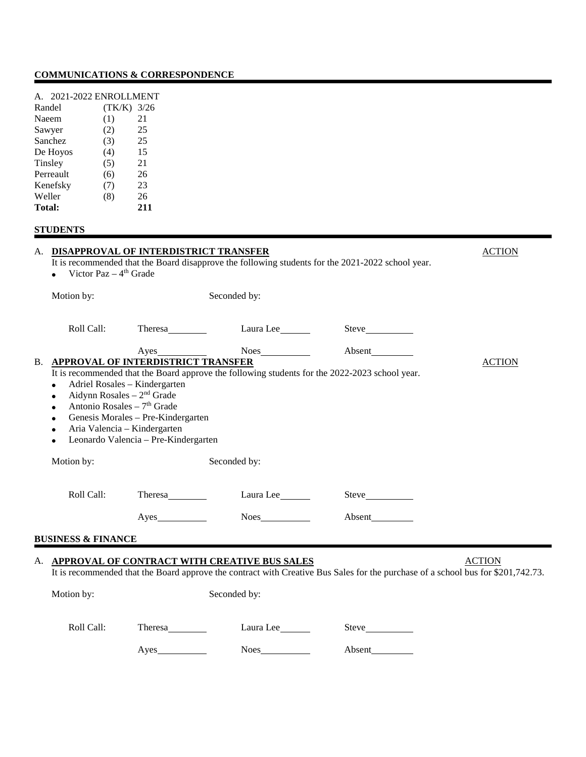## COMMUNICATIONS & CORRESPONDENCE

A. 2021-2022 ENROLLMENT

| | | |
|---|---|---|
| Randel | (TK/K) | 3/26 |
| Naeem | (1) | 21 |
| Sawyer | (2) | 25 |
| Sanchez | (3) | 25 |
| De Hoyos | (4) | 15 |
| Tinsley | (5) | 21 |
| Perreault | (6) | 26 |
| Kenefsky | (7) | 23 |
| Weller | (8) | 26 |
| **Total:** | | **211** |

## STUDENTS

A. **DISAPPROVAL OF INTERDISTRICT TRANSFER** ACTION

It is recommended that the Board disapprove the following students for the 2021-2022 school year.

- Victor Paz – 4th Grade

Motion by: Seconded by:

Roll Call: Theresa\_\_\_\_\_\_\_\_ Laura Lee\_\_\_\_\_\_ Steve\_\_\_\_\_\_\_\_\_\_

Ayes\_\_\_\_\_\_\_\_\_\_ Noes\_\_\_\_\_\_\_\_\_\_ Absent\_\_\_\_\_\_\_\_\_

B. **APPROVAL OF INTERDISTRICT TRANSFER** ACTION

It is recommended that the Board approve the following students for the 2022-2023 school year.

- Adriel Rosales – Kindergarten
- Aidynn Rosales – 2nd Grade
- Antonio Rosales – 7th Grade
- Genesis Morales – Pre-Kindergarten
- Aria Valencia – Kindergarten
- Leonardo Valencia – Pre-Kindergarten

Motion by: Seconded by:

Roll Call: Theresa\_\_\_\_\_\_\_\_ Laura Lee\_\_\_\_\_\_ Steve\_\_\_\_\_\_\_\_\_\_

Ayes\_\_\_\_\_\_\_\_\_\_ Noes\_\_\_\_\_\_\_\_\_\_ Absent\_\_\_\_\_\_\_\_\_

## BUSINESS & FINANCE

A. **APPROVAL OF CONTRACT WITH CREATIVE BUS SALES** ACTION

It is recommended that the Board approve the contract with Creative Bus Sales for the purchase of a school bus for $201,742.73.

Motion by: Seconded by:

Roll Call: Theresa\_\_\_\_\_\_\_\_ Laura Lee\_\_\_\_\_\_ Steve\_\_\_\_\_\_\_\_\_\_

Ayes\_\_\_\_\_\_\_\_\_\_ Noes\_\_\_\_\_\_\_\_\_\_ Absent\_\_\_\_\_\_\_\_\_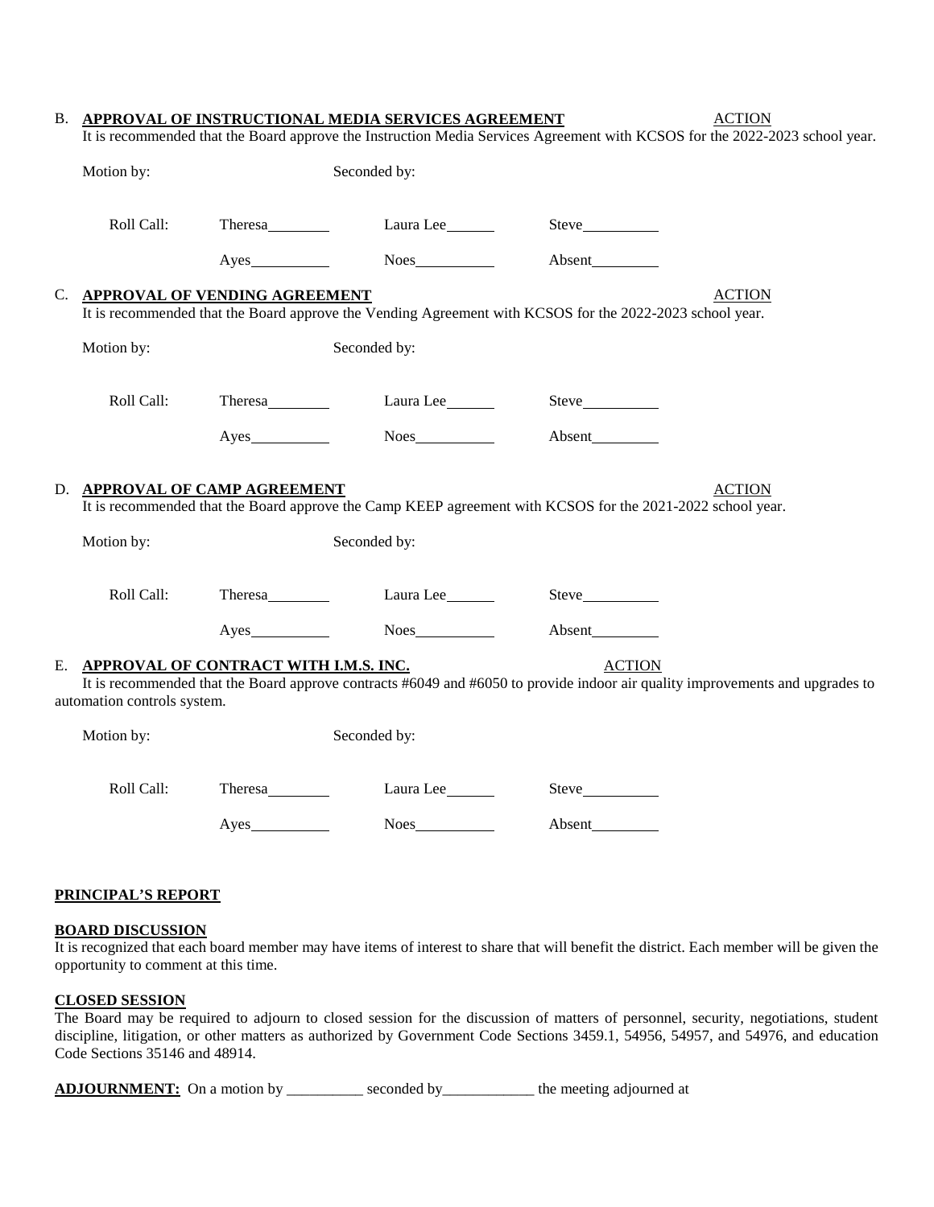B. **APPROVAL OF INSTRUCTIONAL MEDIA SERVICES AGREEMENT** ACTION

It is recommended that the Board approve the Instruction Media Services Agreement with KCSOS for the 2022-2023 school year.

Motion by: Seconded by:

Roll Call: Theresa________ Laura Lee______ Steve__________

Ayes__________ Noes__________ Absent_________

C. **APPROVAL OF VENDING AGREEMENT** ACTION

It is recommended that the Board approve the Vending Agreement with KCSOS for the 2022-2023 school year.

Motion by: Seconded by:

Roll Call: Theresa________ Laura Lee______ Steve__________

Ayes__________ Noes__________ Absent_________

D. **APPROVAL OF CAMP AGREEMENT** ACTION

It is recommended that the Board approve the Camp KEEP agreement with KCSOS for the 2021-2022 school year.

Motion by: Seconded by:

Roll Call: Theresa________ Laura Lee______ Steve__________

Ayes__________ Noes__________ Absent_________

E. **APPROVAL OF CONTRACT WITH I.M.S. INC.** ACTION

It is recommended that the Board approve contracts #6049 and #6050 to provide indoor air quality improvements and upgrades to automation controls system.

Motion by: Seconded by:

Roll Call: Theresa________ Laura Lee______ Steve__________

Ayes__________ Noes__________ Absent_________

**PRINCIPAL'S REPORT**

**BOARD DISCUSSION**

It is recognized that each board member may have items of interest to share that will benefit the district. Each member will be given the opportunity to comment at this time.

**CLOSED SESSION**

The Board may be required to adjourn to closed session for the discussion of matters of personnel, security, negotiations, student discipline, litigation, or other matters as authorized by Government Code Sections 3459.1, 54956, 54957, and 54976, and education Code Sections 35146 and 48914.

**ADJOURNMENT:** On a motion by __________ seconded by____________ the meeting adjourned at